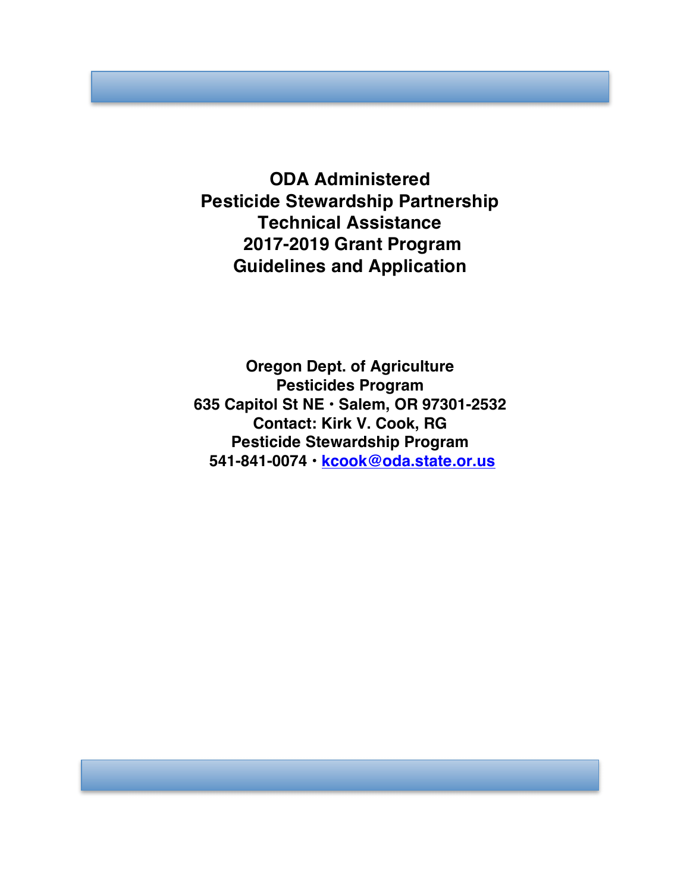# ODA Administered Pesticide Stewardship Partnership Technical Assistance 2017-2019 Grant Program Guidelines and Application

**Oregon Dept. of Agriculture**
**Pesticides Program**
**635 Capitol St NE · Salem, OR 97301-2532**
**Contact: Kirk V. Cook, RG**
**Pesticide Stewardship Program**
**541-841-0074 · kcook@oda.state.or.us**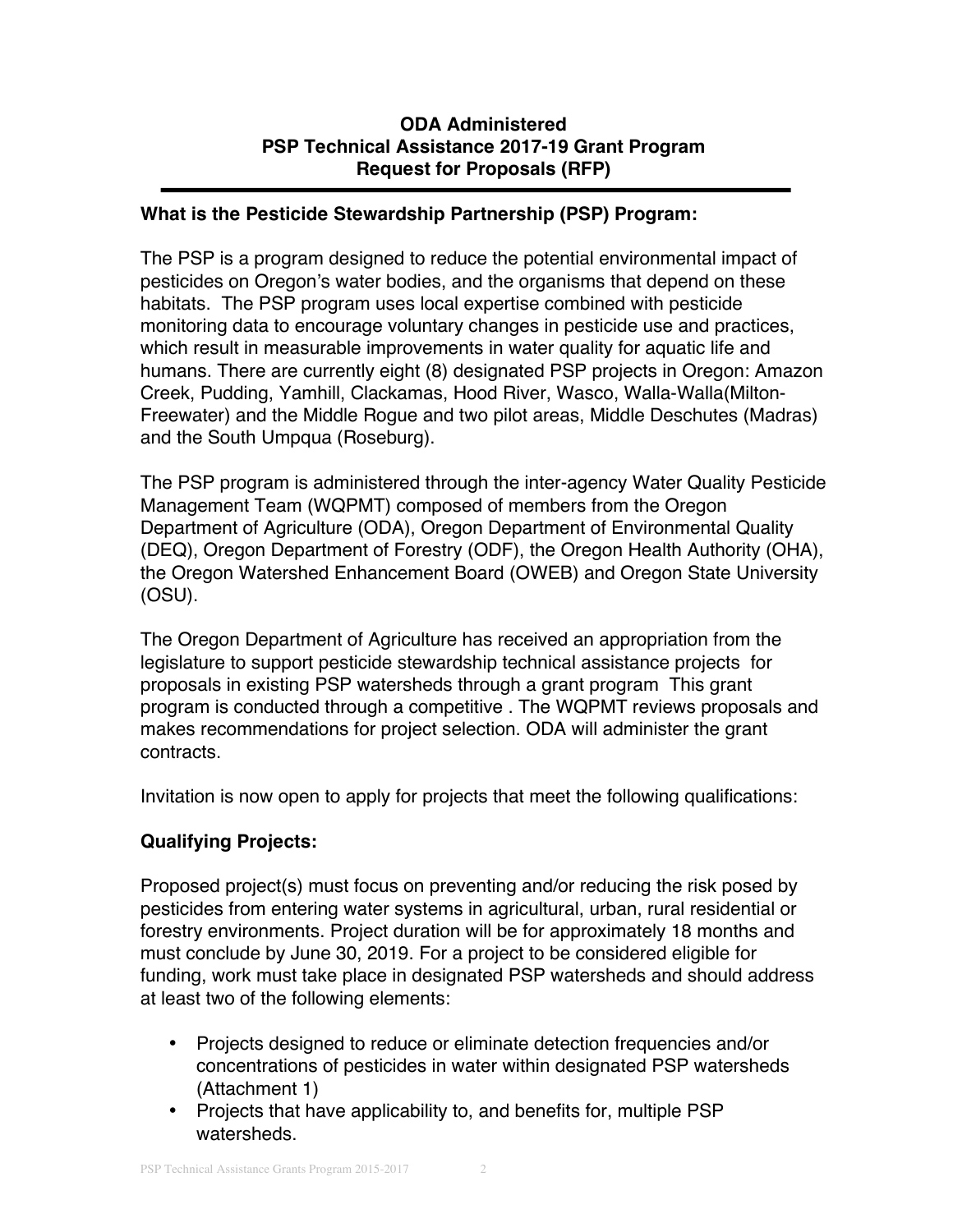**ODA Administered**
**PSP Technical Assistance 2017-19 Grant Program**
**Request for Proposals (RFP)**

---

## What is the Pesticide Stewardship Partnership (PSP) Program:

The PSP is a program designed to reduce the potential environmental impact of pesticides on Oregon's water bodies, and the organisms that depend on these habitats. The PSP program uses local expertise combined with pesticide monitoring data to encourage voluntary changes in pesticide use and practices, which result in measurable improvements in water quality for aquatic life and humans. There are currently eight (8) designated PSP projects in Oregon: Amazon Creek, Pudding, Yamhill, Clackamas, Hood River, Wasco, Walla-Walla(Milton-Freewater) and the Middle Rogue and two pilot areas, Middle Deschutes (Madras) and the South Umpqua (Roseburg).

The PSP program is administered through the inter-agency Water Quality Pesticide Management Team (WQPMT) composed of members from the Oregon Department of Agriculture (ODA), Oregon Department of Environmental Quality (DEQ), Oregon Department of Forestry (ODF), the Oregon Health Authority (OHA), the Oregon Watershed Enhancement Board (OWEB) and Oregon State University (OSU).

The Oregon Department of Agriculture has received an appropriation from the legislature to support pesticide stewardship technical assistance projects for proposals in existing PSP watersheds through a grant program This grant program is conducted through a competitive . The WQPMT reviews proposals and makes recommendations for project selection. ODA will administer the grant contracts.

Invitation is now open to apply for projects that meet the following qualifications:

## Qualifying Projects:

Proposed project(s) must focus on preventing and/or reducing the risk posed by pesticides from entering water systems in agricultural, urban, rural residential or forestry environments. Project duration will be for approximately 18 months and must conclude by June 30, 2019. For a project to be considered eligible for funding, work must take place in designated PSP watersheds and should address at least two of the following elements:

- Projects designed to reduce or eliminate detection frequencies and/or concentrations of pesticides in water within designated PSP watersheds (Attachment 1)
- Projects that have applicability to, and benefits for, multiple PSP watersheds.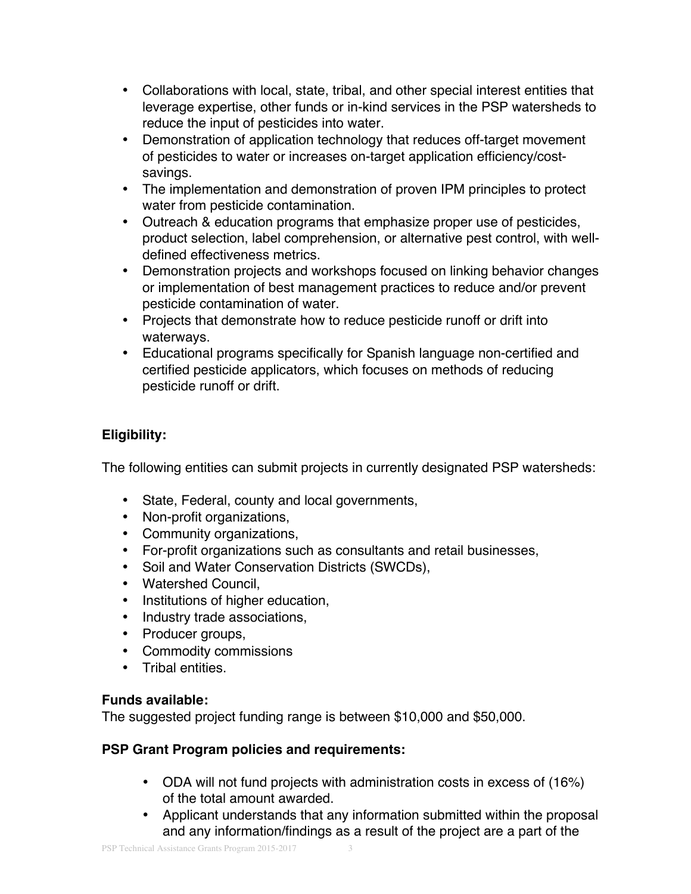- Collaborations with local, state, tribal, and other special interest entities that leverage expertise, other funds or in-kind services in the PSP watersheds to reduce the input of pesticides into water.
- Demonstration of application technology that reduces off-target movement of pesticides to water or increases on-target application efficiency/cost-savings.
- The implementation and demonstration of proven IPM principles to protect water from pesticide contamination.
- Outreach & education programs that emphasize proper use of pesticides, product selection, label comprehension, or alternative pest control, with well-defined effectiveness metrics.
- Demonstration projects and workshops focused on linking behavior changes or implementation of best management practices to reduce and/or prevent pesticide contamination of water.
- Projects that demonstrate how to reduce pesticide runoff or drift into waterways.
- Educational programs specifically for Spanish language non-certified and certified pesticide applicators, which focuses on methods of reducing pesticide runoff or drift.

**Eligibility:**

The following entities can submit projects in currently designated PSP watersheds:

- State, Federal, county and local governments,
- Non-profit organizations,
- Community organizations,
- For-profit organizations such as consultants and retail businesses,
- Soil and Water Conservation Districts (SWCDs),
- Watershed Council,
- Institutions of higher education,
- Industry trade associations,
- Producer groups,
- Commodity commissions
- Tribal entities.

**Funds available:**
The suggested project funding range is between $10,000 and $50,000.

**PSP Grant Program policies and requirements:**

- ODA will not fund projects with administration costs in excess of (16%) of the total amount awarded.
- Applicant understands that any information submitted within the proposal and any information/findings as a result of the project are a part of the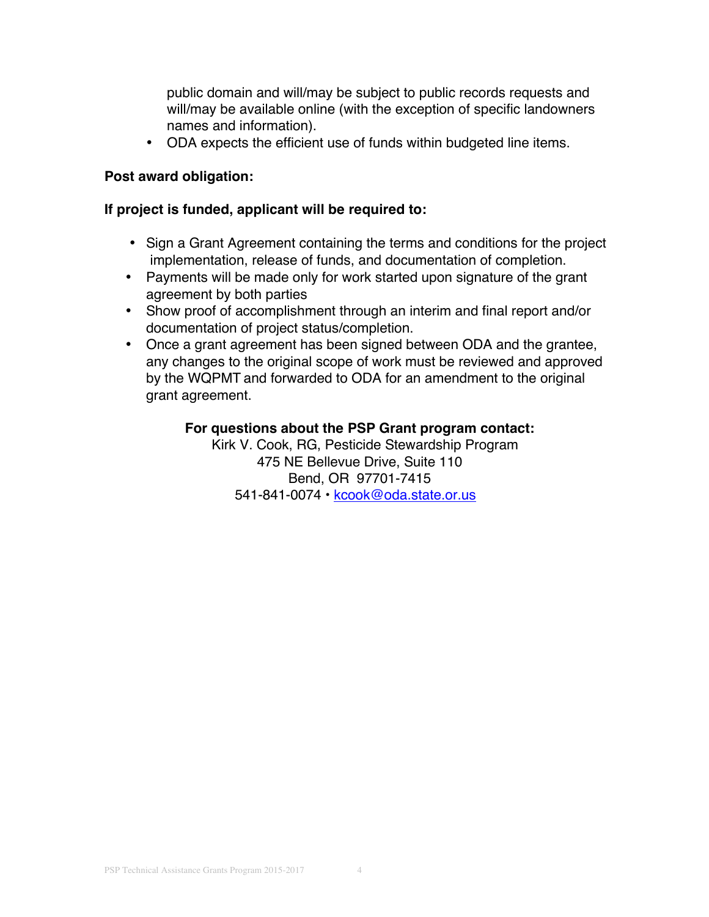public domain and will/may be subject to public records requests and will/may be available online (with the exception of specific landowners names and information).

- ODA expects the efficient use of funds within budgeted line items.

**Post award obligation:**

**If project is funded, applicant will be required to:**

- Sign a Grant Agreement containing the terms and conditions for the project implementation, release of funds, and documentation of completion.
- Payments will be made only for work started upon signature of the grant agreement by both parties
- Show proof of accomplishment through an interim and final report and/or documentation of project status/completion.
- Once a grant agreement has been signed between ODA and the grantee, any changes to the original scope of work must be reviewed and approved by the WQPMT and forwarded to ODA for an amendment to the original grant agreement.

**For questions about the PSP Grant program contact:**
Kirk V. Cook, RG, Pesticide Stewardship Program
475 NE Bellevue Drive, Suite 110
Bend, OR 97701-7415
541-841-0074 • kcook@oda.state.or.us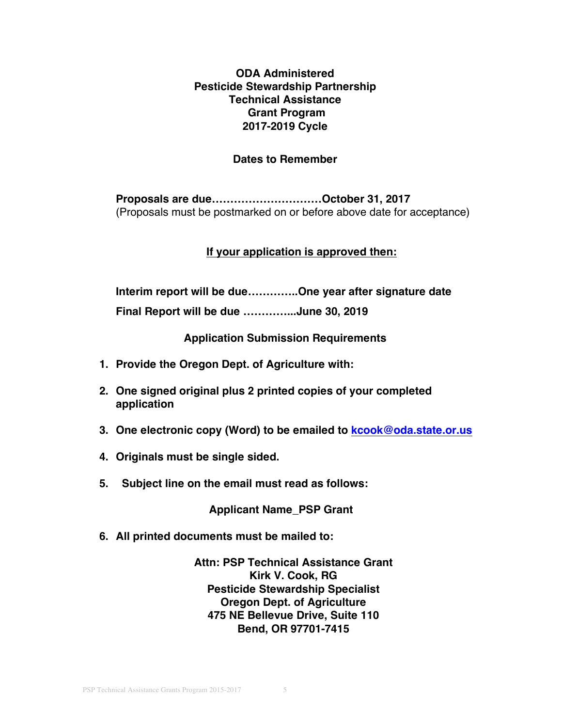**ODA Administered**
**Pesticide Stewardship Partnership**
**Technical Assistance**
**Grant Program**
**2017-2019 Cycle**

**Dates to Remember**

**Proposals are due…………………………October 31, 2017**
(Proposals must be postmarked on or before above date for acceptance)

**<u>If your application is approved then:</u>**

**Interim report will be due…………..One year after signature date**

**Final Report will be due …………...June 30, 2019**

**Application Submission Requirements**

1. **Provide the Oregon Dept. of Agriculture with:**
2. **One signed original plus 2 printed copies of your completed application**
3. **One electronic copy (Word) to be emailed to kcook@oda.state.or.us**
4. **Originals must be single sided.**
5. **Subject line on the email must read as follows:**

   **Applicant Name_PSP Grant**

6. **All printed documents must be mailed to:**

   **Attn: PSP Technical Assistance Grant**
   **Kirk V. Cook, RG**
   **Pesticide Stewardship Specialist**
   **Oregon Dept. of Agriculture**
   **475 NE Bellevue Drive, Suite 110**
   **Bend, OR 97701-7415**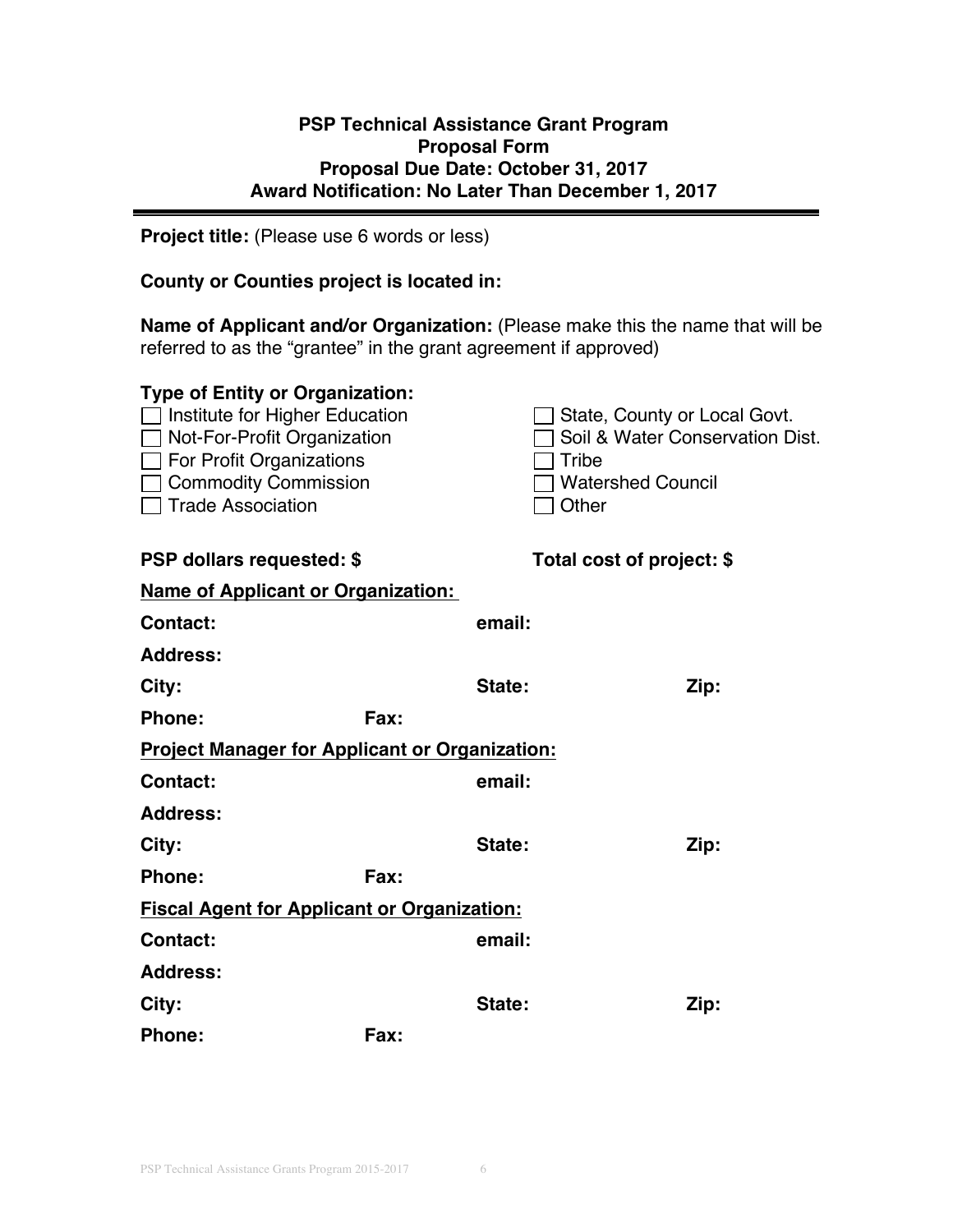**PSP Technical Assistance Grant Program**
**Proposal Form**
**Proposal Due Date: October 31, 2017**
**Award Notification: No Later Than December 1, 2017**

---

**Project title:** (Please use 6 words or less)

**County or Counties project is located in:**

**Name of Applicant and/or Organization:** (Please make this the name that will be referred to as the "grantee" in the grant agreement if approved)

**Type of Entity or Organization:**

- ☐ Institute for Higher Education
- ☐ Not-For-Profit Organization
- ☐ For Profit Organizations
- ☐ Commodity Commission
- ☐ Trade Association
- ☐ State, County or Local Govt.
- ☐ Soil & Water Conservation Dist.
- ☐ Tribe
- ☐ Watershed Council
- ☐ Other

**PSP dollars requested: $** **Total cost of project: $**

**Name of Applicant or Organization:**

**Contact:** **email:**

**Address:**

**City:** **State:** **Zip:**

**Phone:** **Fax:**

**Project Manager for Applicant or Organization:**

**Contact:** **email:**

**Address:**

**City:** **State:** **Zip:**

**Phone:** **Fax:**

**Fiscal Agent for Applicant or Organization:**

**Contact:** **email:**

**Address:**

**City:** **State:** **Zip:**

**Phone:** **Fax:**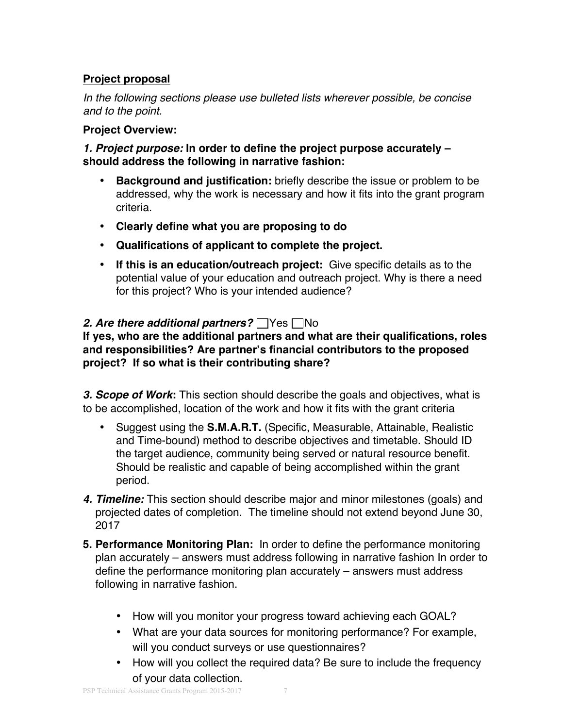**Project proposal**

*In the following sections please use bulleted lists wherever possible, be concise and to the point.*

**Project Overview:**

***1. Project purpose:*** **In order to define the project purpose accurately – should address the following in narrative fashion:**

- **Background and justification:** briefly describe the issue or problem to be addressed, why the work is necessary and how it fits into the grant program criteria.
- **Clearly define what you are proposing to do**
- **Qualifications of applicant to complete the project.**
- **If this is an education/outreach project:** Give specific details as to the potential value of your education and outreach project. Why is there a need for this project? Who is your intended audience?

***2. Are there additional partners?*** ☐Yes ☐No

**If yes, who are the additional partners and what are their qualifications, roles and responsibilities? Are partner's financial contributors to the proposed project? If so what is their contributing share?**

***3. Scope of Work*:** This section should describe the goals and objectives, what is to be accomplished, location of the work and how it fits with the grant criteria

- Suggest using the **S.M.A.R.T.** (Specific, Measurable, Attainable, Realistic and Time-bound) method to describe objectives and timetable. Should ID the target audience, community being served or natural resource benefit. Should be realistic and capable of being accomplished within the grant period.

***4. Timeline:*** This section should describe major and minor milestones (goals) and projected dates of completion. The timeline should not extend beyond June 30, 2017

**5. Performance Monitoring Plan:** In order to define the performance monitoring plan accurately – answers must address following in narrative fashion In order to define the performance monitoring plan accurately – answers must address following in narrative fashion.

- How will you monitor your progress toward achieving each GOAL?
- What are your data sources for monitoring performance? For example, will you conduct surveys or use questionnaires?
- How will you collect the required data? Be sure to include the frequency of your data collection.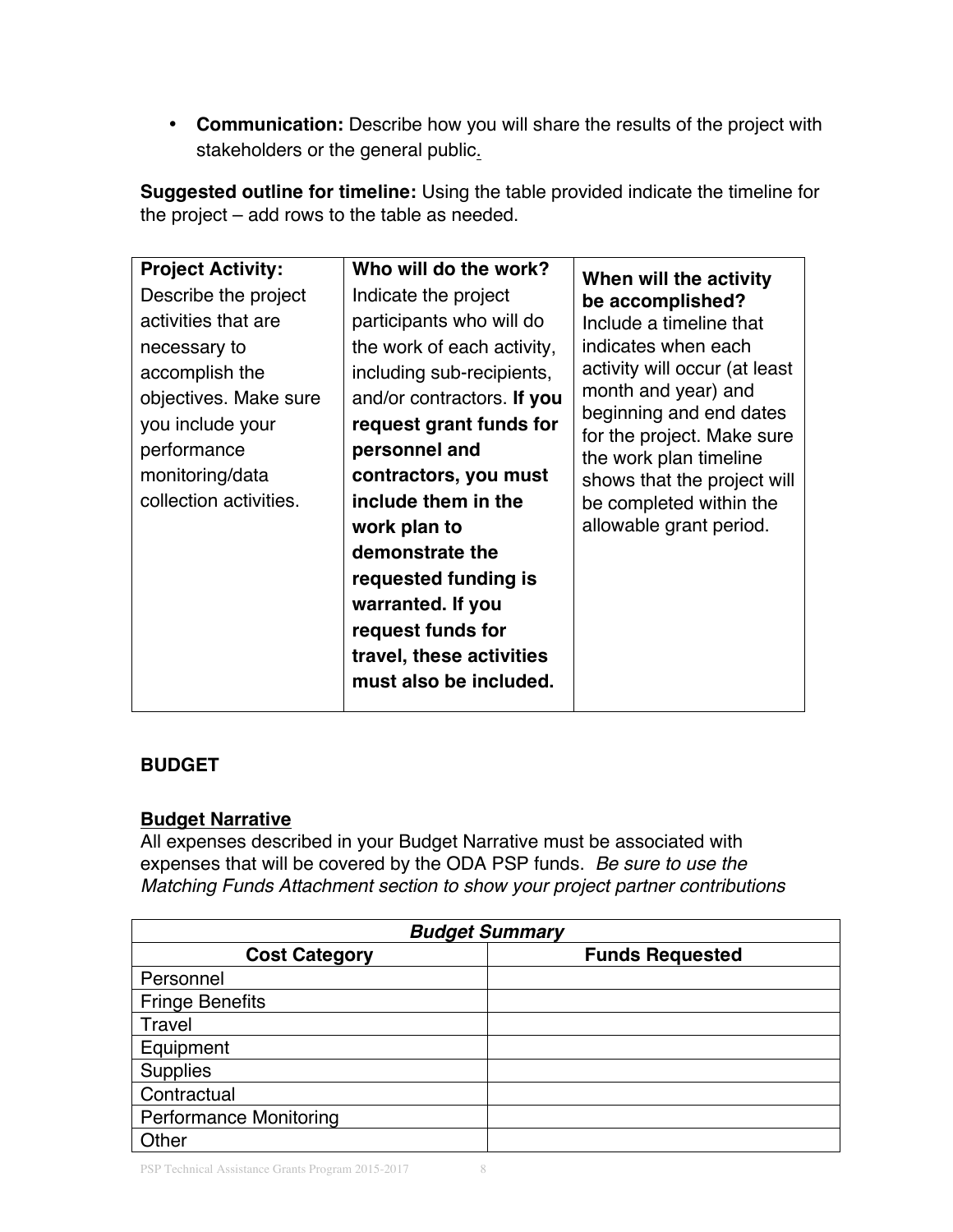- **Communication:** Describe how you will share the results of the project with stakeholders or the general public.

**Suggested outline for timeline:** Using the table provided indicate the timeline for the project – add rows to the table as needed.

| **Project Activity:** Describe the project activities that are necessary to accomplish the objectives. Make sure you include your performance monitoring/data collection activities. | **Who will do the work?** Indicate the project participants who will do the work of each activity, including sub-recipients, and/or contractors. **If you request grant funds for personnel and contractors, you must include them in the work plan to demonstrate the requested funding is warranted. If you request funds for travel, these activities must also be included.** | **When will the activity be accomplished?** Include a timeline that indicates when each activity will occur (at least month and year) and beginning and end dates for the project. Make sure the work plan timeline shows that the project will be completed within the allowable grant period. |
|---|---|---|

## BUDGET

### Budget Narrative

All expenses described in your Budget Narrative must be associated with expenses that will be covered by the ODA PSP funds. *Be sure to use the Matching Funds Attachment section to show your project partner contributions*

| ***Budget Summary*** | |
|---|---|
| **Cost Category** | **Funds Requested** |
| Personnel | |
| Fringe Benefits | |
| Travel | |
| Equipment | |
| Supplies | |
| Contractual | |
| Performance Monitoring | |
| Other | |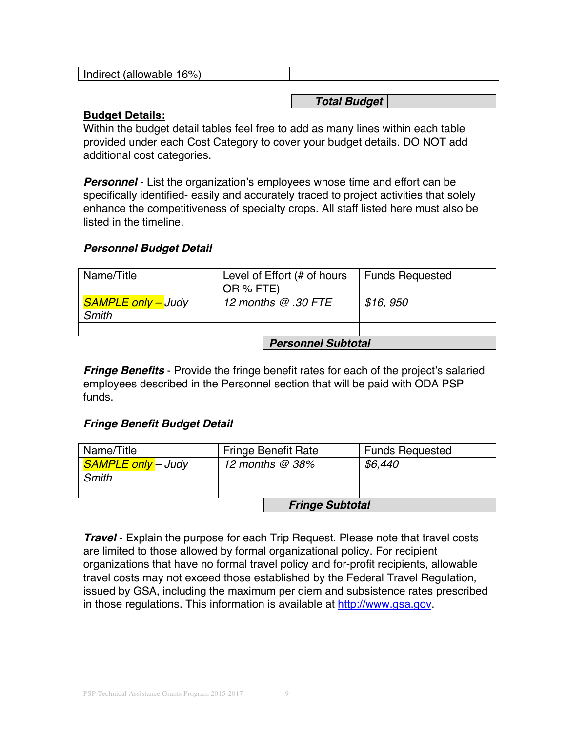| Indirect (allowable 16%) | |
|---|---|

| | ***Total Budget*** | |
|---|---|---|

**Budget Details:**

Within the budget detail tables feel free to add as many lines within each table provided under each Cost Category to cover your budget details. DO NOT add additional cost categories.

***Personnel*** - List the organization's employees whose time and effort can be specifically identified- easily and accurately traced to project activities that solely enhance the competitiveness of specialty crops. All staff listed here must also be listed in the timeline.

***Personnel Budget Detail***

| Name/Title | Level of Effort (# of hours OR % FTE) | Funds Requested |
|---|---|---|
| *SAMPLE only – Judy Smith* | *12 months @ .30 FTE* | *$16, 950* |
| | | |
| | ***Personnel Subtotal*** | |

***Fringe Benefits*** - Provide the fringe benefit rates for each of the project's salaried employees described in the Personnel section that will be paid with ODA PSP funds.

***Fringe Benefit Budget Detail***

| Name/Title | Fringe Benefit Rate | Funds Requested |
|---|---|---|
| *SAMPLE only – Judy Smith* | *12 months @ 38%* | *$6,440* |
| | | |
| | ***Fringe Subtotal*** | |

***Travel*** - Explain the purpose for each Trip Request. Please note that travel costs are limited to those allowed by formal organizational policy. For recipient organizations that have no formal travel policy and for-profit recipients, allowable travel costs may not exceed those established by the Federal Travel Regulation, issued by GSA, including the maximum per diem and subsistence rates prescribed in those regulations. This information is available at http://www.gsa.gov.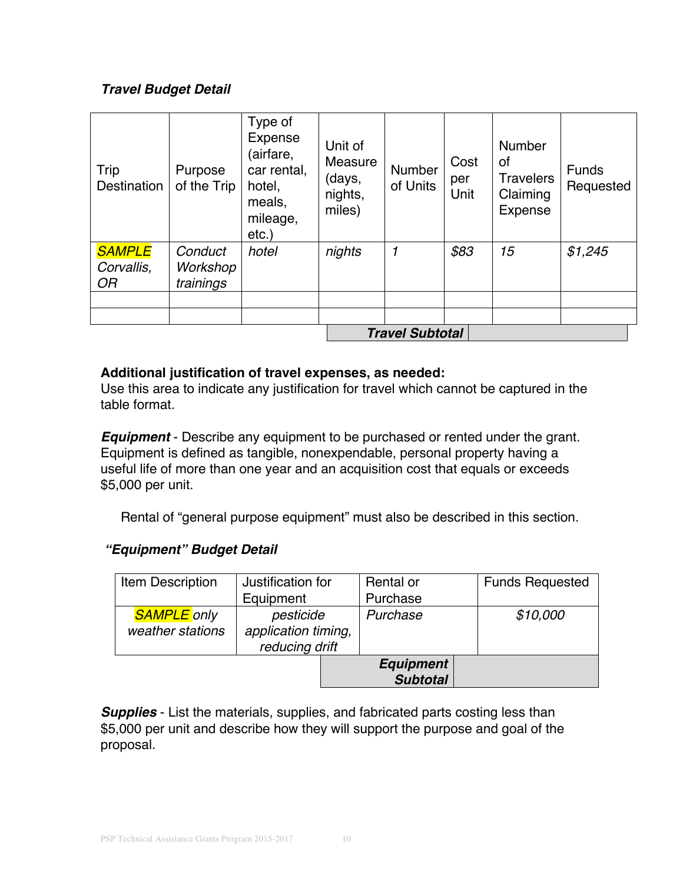***Travel Budget Detail***

| Trip Destination | Purpose of the Trip | Type of Expense (airfare, car rental, hotel, meals, mileage, etc.) | Unit of Measure (days, nights, miles) | Number of Units | Cost per Unit | Number of Travelers Claiming Expense | Funds Requested |
|---|---|---|---|---|---|---|---|
| *SAMPLE Corvallis, OR* | *Conduct Workshop trainings* | *hotel* | *nights* | *1* | *$83* | *15* | *$1,245* |
| | | | | | | | |
| | | | | | | | |
| | | | | | ***Travel Subtotal*** | | |

**Additional justification of travel expenses, as needed:**
Use this area to indicate any justification for travel which cannot be captured in the table format.

***Equipment*** - Describe any equipment to be purchased or rented under the grant. Equipment is defined as tangible, nonexpendable, personal property having a useful life of more than one year and an acquisition cost that equals or exceeds $5,000 per unit.

Rental of "general purpose equipment" must also be described in this section.

***"Equipment" Budget Detail***

| Item Description | Justification for Equipment | Rental or Purchase | Funds Requested |
|---|---|---|---|
| *SAMPLE only weather stations* | *pesticide application timing, reducing drift* | *Purchase* | *$10,000* |
| | | ***Equipment Subtotal*** | |

***Supplies*** - List the materials, supplies, and fabricated parts costing less than $5,000 per unit and describe how they will support the purpose and goal of the proposal.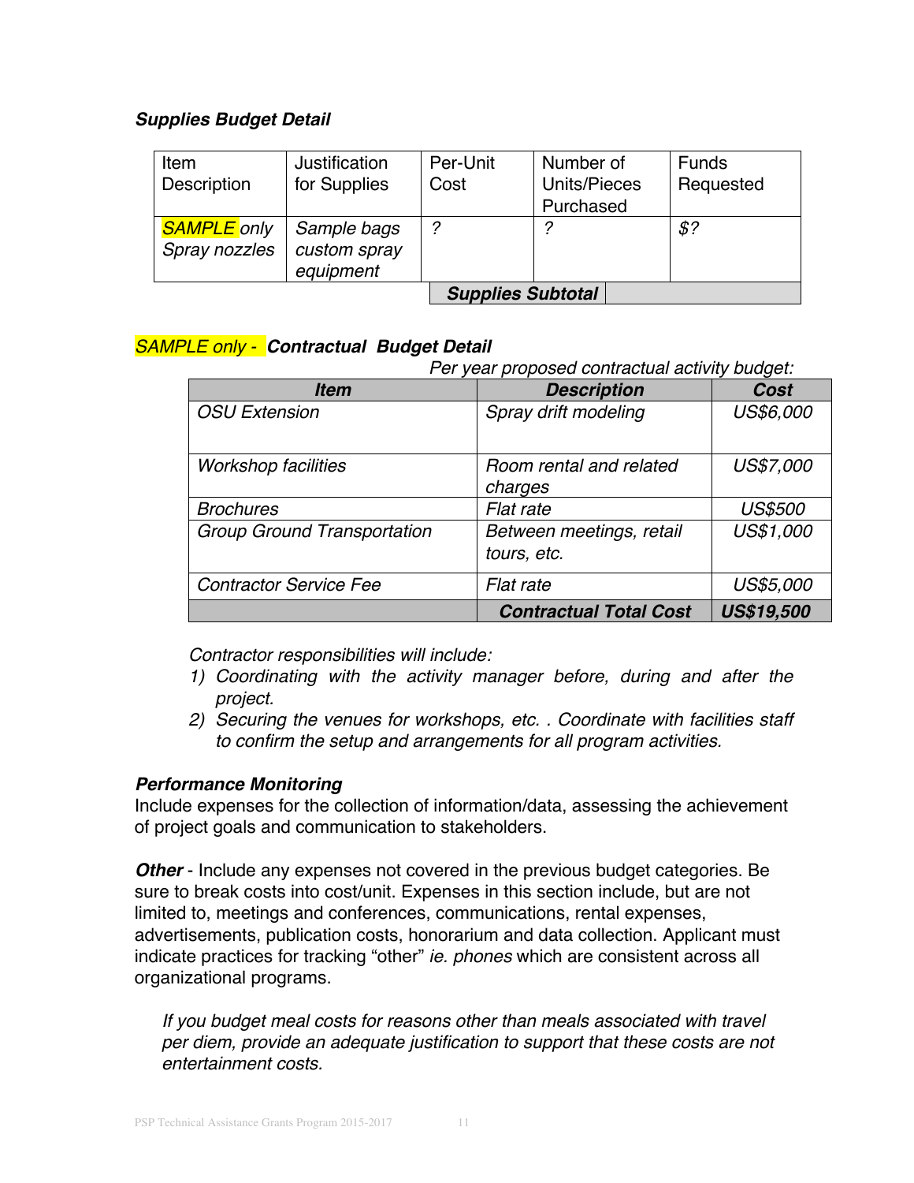***Supplies Budget Detail***

| Item Description | Justification for Supplies | Per-Unit Cost | Number of Units/Pieces Purchased | Funds Requested |
|---|---|---|---|---|
| SAMPLE *only Spray nozzles* | *Sample bags custom spray equipment* | *?* | *?* | *$?* |
| | | ***Supplies Subtotal*** | | |

*SAMPLE only -* ***Contractual Budget Detail***

*Per year proposed contractual activity budget:*

| *Item* | *Description* | *Cost* |
|---|---|---|
| *OSU Extension* | *Spray drift modeling* | *US$6,000* |
| *Workshop facilities* | *Room rental and related charges* | *US$7,000* |
| *Brochures* | *Flat rate* | *US$500* |
| *Group Ground Transportation* | *Between meetings, retail tours, etc.* | *US$1,000* |
| *Contractor Service Fee* | *Flat rate* | *US$5,000* |
| | ***Contractual Total Cost*** | ***US$19,500*** |

*Contractor responsibilities will include:*

1) *Coordinating with the activity manager before, during and after the project.*
2) *Securing the venues for workshops, etc. . Coordinate with facilities staff to confirm the setup and arrangements for all program activities.*

***Performance Monitoring***

Include expenses for the collection of information/data, assessing the achievement of project goals and communication to stakeholders.

***Other*** - Include any expenses not covered in the previous budget categories. Be sure to break costs into cost/unit. Expenses in this section include, but are not limited to, meetings and conferences, communications, rental expenses, advertisements, publication costs, honorarium and data collection. Applicant must indicate practices for tracking "other" *ie. phones* which are consistent across all organizational programs.

*If you budget meal costs for reasons other than meals associated with travel per diem, provide an adequate justification to support that these costs are not entertainment costs.*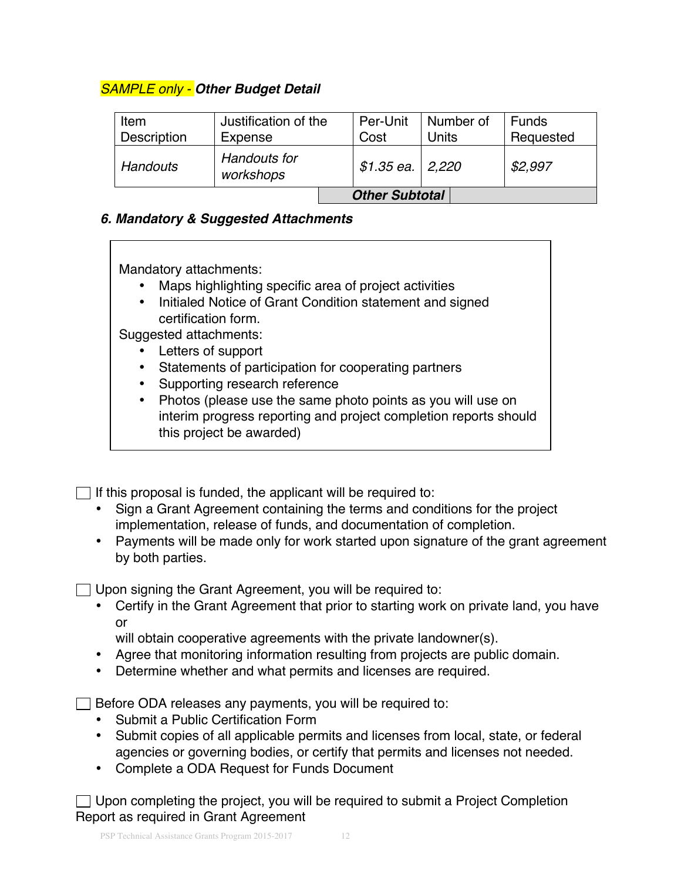*SAMPLE only -* ***Other Budget Detail***

| Item Description | Justification of the Expense | Per-Unit Cost | Number of Units | Funds Requested |
|---|---|---|---|---|
| *Handouts* | *Handouts for workshops* | *$1.35 ea.* | *2,220* | *$2,997* |
| | | ***Other Subtotal*** | | |

### *6. Mandatory & Suggested Attachments*

Mandatory attachments:

- Maps highlighting specific area of project activities
- Initialed Notice of Grant Condition statement and signed certification form.

Suggested attachments:

- Letters of support
- Statements of participation for cooperating partners
- Supporting research reference
- Photos (please use the same photo points as you will use on interim progress reporting and project completion reports should this project be awarded)

☐ If this proposal is funded, the applicant will be required to:

- Sign a Grant Agreement containing the terms and conditions for the project implementation, release of funds, and documentation of completion.
- Payments will be made only for work started upon signature of the grant agreement by both parties.

☐ Upon signing the Grant Agreement, you will be required to:

- Certify in the Grant Agreement that prior to starting work on private land, you have or will obtain cooperative agreements with the private landowner(s).
- Agree that monitoring information resulting from projects are public domain.
- Determine whether and what permits and licenses are required.

☐ Before ODA releases any payments, you will be required to:

- Submit a Public Certification Form
- Submit copies of all applicable permits and licenses from local, state, or federal agencies or governing bodies, or certify that permits and licenses not needed.
- Complete a ODA Request for Funds Document

☐ Upon completing the project, you will be required to submit a Project Completion Report as required in Grant Agreement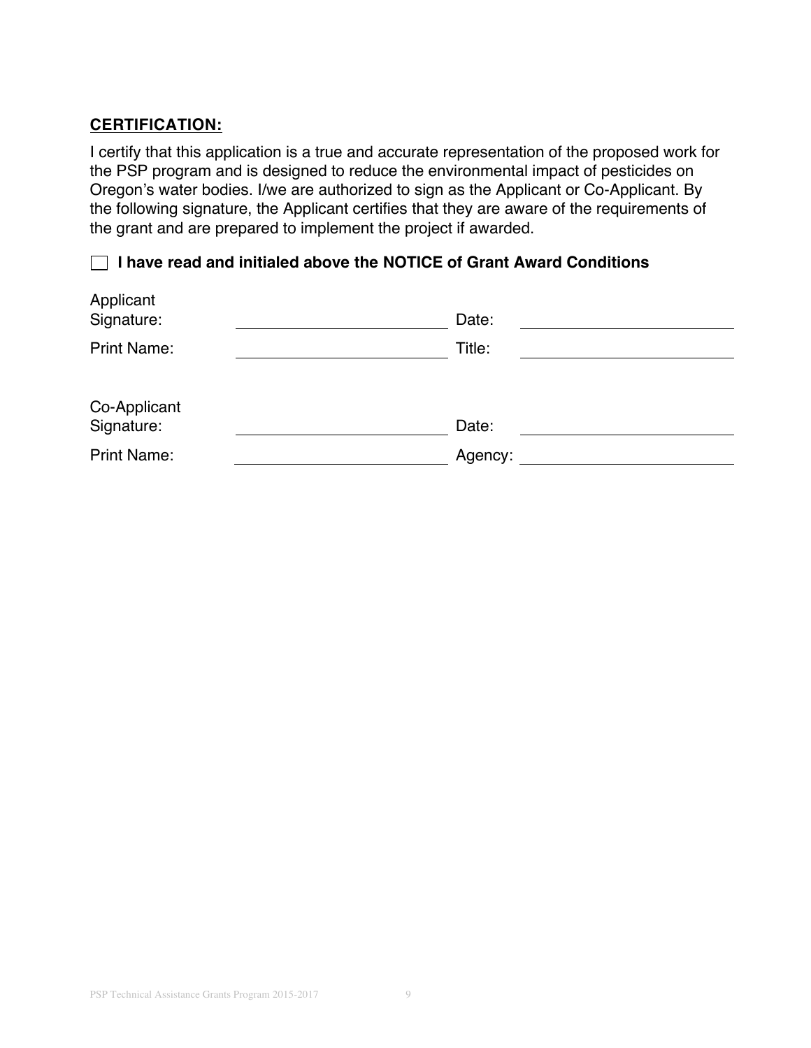**CERTIFICATION:**

I certify that this application is a true and accurate representation of the proposed work for the PSP program and is designed to reduce the environmental impact of pesticides on Oregon's water bodies. I/we are authorized to sign as the Applicant or Co-Applicant. By the following signature, the Applicant certifies that they are aware of the requirements of the grant and are prepared to implement the project if awarded.

☐ **I have read and initialed above the NOTICE of Grant Award Conditions**

Applicant Signature: ______________________ Date: ______________________

Print Name: ______________________ Title: ______________________

Co-Applicant Signature: ______________________ Date: ______________________

Print Name: ______________________ Agency: ______________________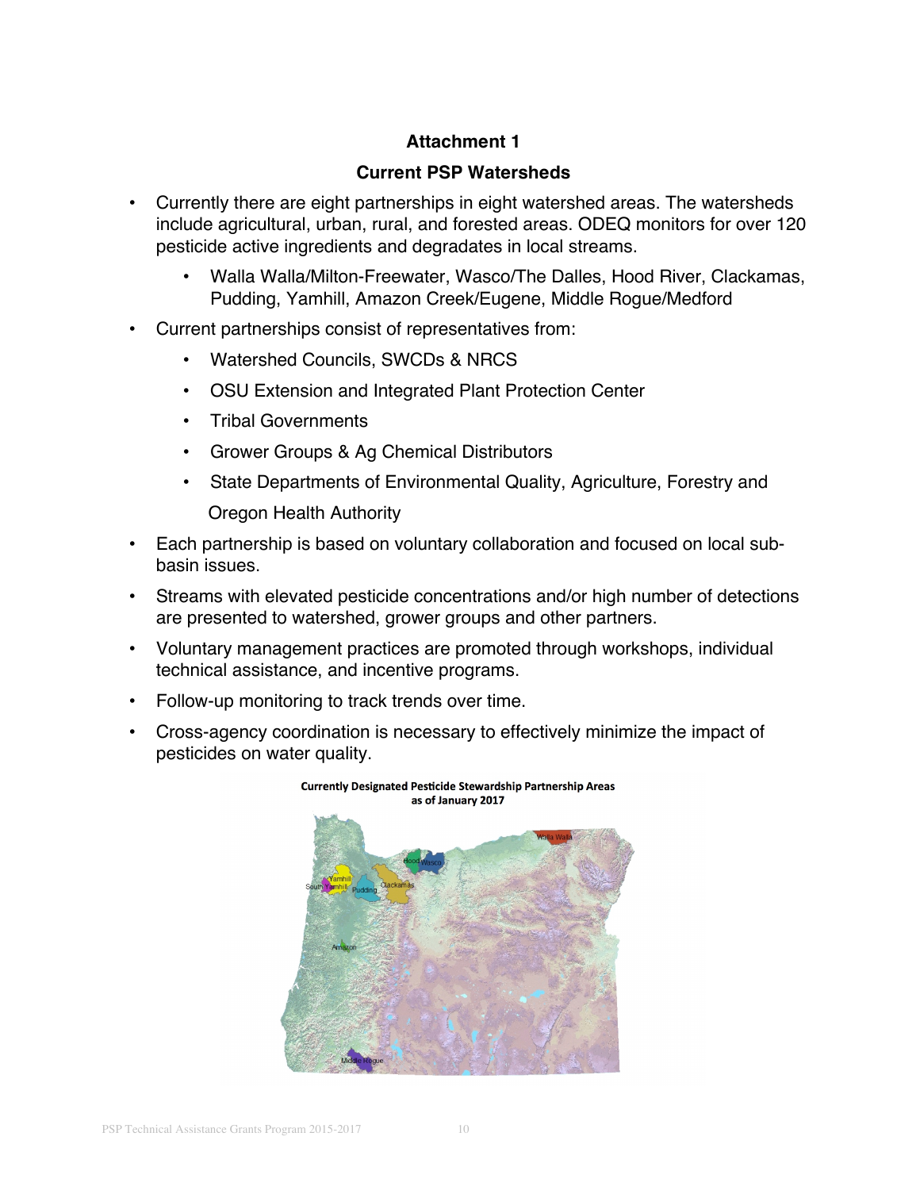**Attachment 1**

**Current PSP Watersheds**

- Currently there are eight partnerships in eight watershed areas. The watersheds include agricultural, urban, rural, and forested areas. ODEQ monitors for over 120 pesticide active ingredients and degradates in local streams.
  - Walla Walla/Milton-Freewater, Wasco/The Dalles, Hood River, Clackamas, Pudding, Yamhill, Amazon Creek/Eugene, Middle Rogue/Medford
- Current partnerships consist of representatives from:
  - Watershed Councils, SWCDs & NRCS
  - OSU Extension and Integrated Plant Protection Center
  - Tribal Governments
  - Grower Groups & Ag Chemical Distributors
  - State Departments of Environmental Quality, Agriculture, Forestry and Oregon Health Authority
- Each partnership is based on voluntary collaboration and focused on local sub-basin issues.
- Streams with elevated pesticide concentrations and/or high number of detections are presented to watershed, grower groups and other partners.
- Voluntary management practices are promoted through workshops, individual technical assistance, and incentive programs.
- Follow-up monitoring to track trends over time.
- Cross-agency coordination is necessary to effectively minimize the impact of pesticides on water quality.

**Currently Designated Pesticide Stewardship Partnership Areas as of January 2017**

Walla Walla
Hood
Wasco
Yamhill
South Yamhill
Pudding
Clackamas
Amazon
Middle Rogue